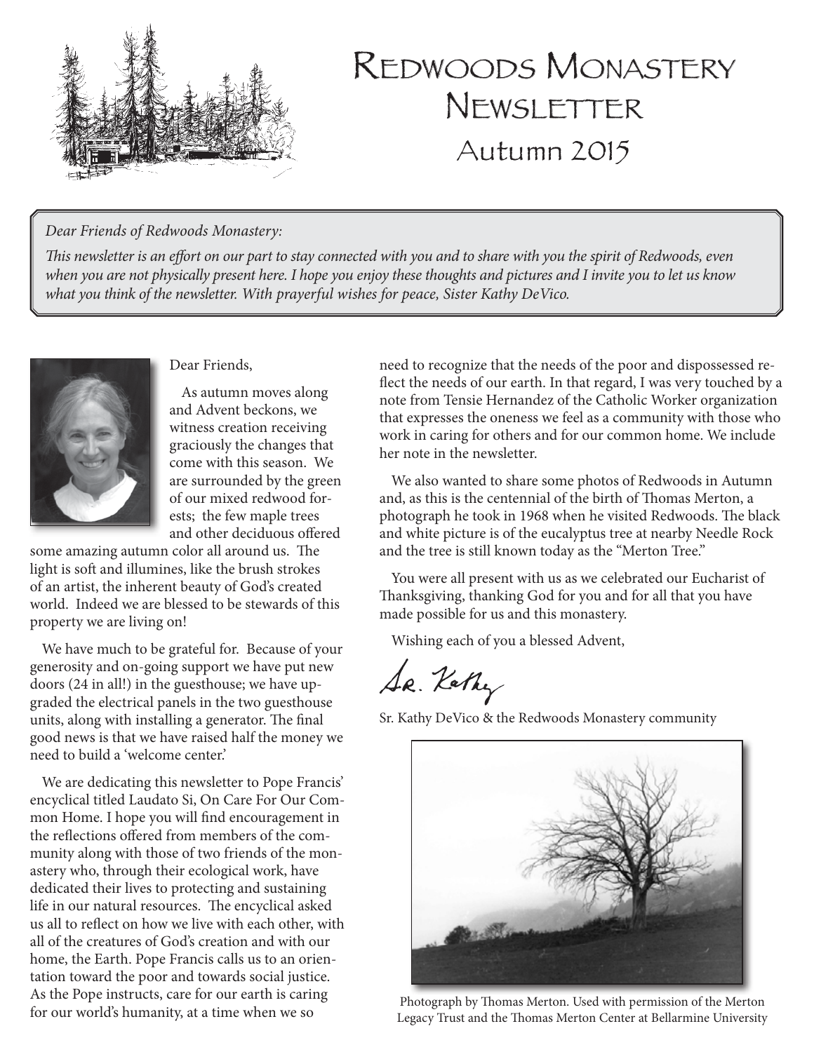# Redwoods Monastery Newsletter

## Autumn 2015

*Dear Friends of Redwoods Monastery:*

*This newsletter is an effort on our part to stay connected with you and to share with you the spirit of Redwoods, even when you are not physically present here. I hope you enjoy these thoughts and pictures and I invite you to let us know what you think of the newsletter. With prayerful wishes for peace, Sister Kathy DeVico.*

Dear Friends,

As autumn moves along and Advent beckons, we witness creation receiving graciously the changes that come with this season. We are surrounded by the green of our mixed redwood forests; the few maple trees and other deciduous offered some amazing autumn color all around us. The light is soft and illumines, like the brush strokes of an artist, the inherent beauty of God's created world. Indeed we are blessed to be stewards of this property we are living on!

We have much to be grateful for. Because of your generosity and on-going support we have put new doors (24 in all!) in the guesthouse; we have upgraded the electrical panels in the two guesthouse units, along with installing a generator. The final good news is that we have raised half the money we need to build a 'welcome center.'

We are dedicating this newsletter to Pope Francis' encyclical titled Laudato Si, On Care For Our Common Home. I hope you will find encouragement in the reflections offered from members of the community along with those of two friends of the monastery who, through their ecological work, have dedicated their lives to protecting and sustaining life in our natural resources. The encyclical asked us all to reflect on how we live with each other, with all of the creatures of God's creation and with our home, the Earth. Pope Francis calls us to an orientation toward the poor and towards social justice. As the Pope instructs, care for our earth is caring for our world's humanity, at a time when we so need to recognize that the needs of the poor and dispossessed reflect the needs of our earth. In that regard, I was very touched by a note from Tensie Hernandez of the Catholic Worker organization that expresses the oneness we feel as a community with those who work in caring for others and for our common home. We include her note in the newsletter.

We also wanted to share some photos of Redwoods in Autumn and, as this is the centennial of the birth of Thomas Merton, a photograph he took in 1968 when he visited Redwoods. The black and white picture is of the eucalyptus tree at nearby Needle Rock and the tree is still known today as the "Merton Tree."

You were all present with us as we celebrated our Eucharist of Thanksgiving, thanking God for you and for all that you have made possible for us and this monastery.

Wishing each of you a blessed Advent,

Sr. Kathy

Sr. Kathy DeVico & the Redwoods Monastery community

Photograph by Thomas Merton. Used with permission of the Merton Legacy Trust and the Thomas Merton Center at Bellarmine University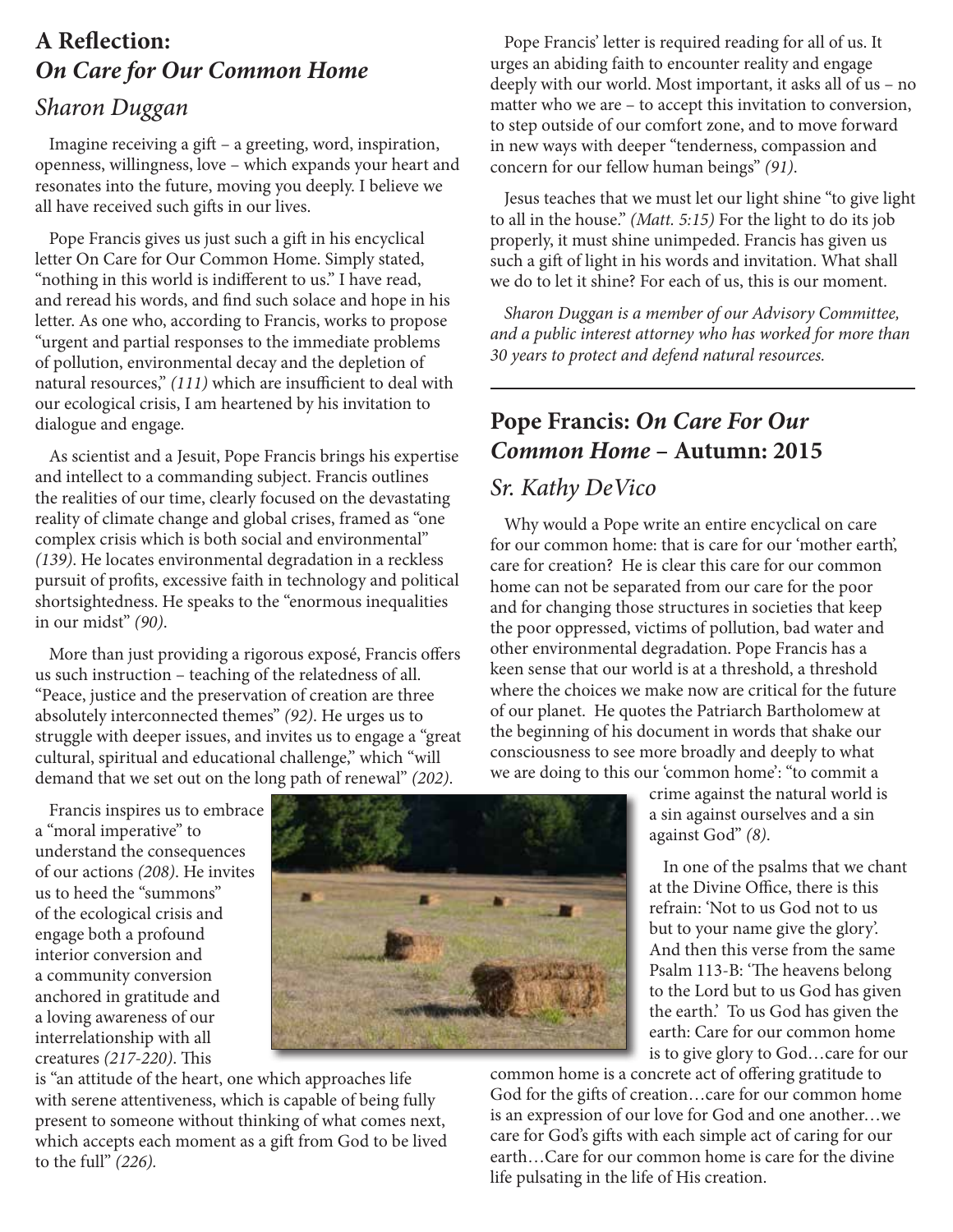## A Reflection: *On Care for Our Common Home*

### *Sharon Duggan*

Imagine receiving a gift – a greeting, word, inspiration, openness, willingness, love – which expands your heart and resonates into the future, moving you deeply. I believe we all have received such gifts in our lives.

Pope Francis gives us just such a gift in his encyclical letter On Care for Our Common Home. Simply stated, "nothing in this world is indifferent to us." I have read, and reread his words, and find such solace and hope in his letter. As one who, according to Francis, works to propose "urgent and partial responses to the immediate problems of pollution, environmental decay and the depletion of natural resources," *(111)* which are insufficient to deal with our ecological crisis, I am heartened by his invitation to dialogue and engage.

As scientist and a Jesuit, Pope Francis brings his expertise and intellect to a commanding subject. Francis outlines the realities of our time, clearly focused on the devastating reality of climate change and global crises, framed as "one complex crisis which is both social and environmental" *(139)*. He locates environmental degradation in a reckless pursuit of profits, excessive faith in technology and political shortsightedness. He speaks to the "enormous inequalities in our midst" *(90)*.

More than just providing a rigorous exposé, Francis offers us such instruction – teaching of the relatedness of all. "Peace, justice and the preservation of creation are three absolutely interconnected themes" *(92)*. He urges us to struggle with deeper issues, and invites us to engage a "great cultural, spiritual and educational challenge," which "will demand that we set out on the long path of renewal" *(202)*.

Francis inspires us to embrace a "moral imperative" to understand the consequences of our actions *(208)*. He invites us to heed the "summons" of the ecological crisis and engage both a profound interior conversion and a community conversion anchored in gratitude and a loving awareness of our interrelationship with all creatures *(217-220)*. This is "an attitude of the heart, one which approaches life with serene attentiveness, which is capable of being fully present to someone without thinking of what comes next, which accepts each moment as a gift from God to be lived to the full" *(226)*.

Pope Francis' letter is required reading for all of us. It urges an abiding faith to encounter reality and engage deeply with our world. Most important, it asks all of us – no matter who we are – to accept this invitation to conversion, to step outside of our comfort zone, and to move forward in new ways with deeper "tenderness, compassion and concern for our fellow human beings" *(91)*.

Jesus teaches that we must let our light shine "to give light to all in the house." *(Matt. 5:15)* For the light to do its job properly, it must shine unimpeded. Francis has given us such a gift of light in his words and invitation. What shall we do to let it shine? For each of us, this is our moment.

*Sharon Duggan is a member of our Advisory Committee, and a public interest attorney who has worked for more than 30 years to protect and defend natural resources.*

---

## Pope Francis: *On Care For Our Common Home* – Autumn: 2015

### *Sr. Kathy DeVico*

Why would a Pope write an entire encyclical on care for our common home: that is care for our 'mother earth', care for creation? He is clear this care for our common home can not be separated from our care for the poor and for changing those structures in societies that keep the poor oppressed, victims of pollution, bad water and other environmental degradation. Pope Francis has a keen sense that our world is at a threshold, a threshold where the choices we make now are critical for the future of our planet. He quotes the Patriarch Bartholomew at the beginning of his document in words that shake our consciousness to see more broadly and deeply to what we are doing to this our 'common home': "to commit a crime against the natural world is a sin against ourselves and a sin against God" *(8)*.

In one of the psalms that we chant at the Divine Office, there is this refrain: 'Not to us God not to us but to your name give the glory'. And then this verse from the same Psalm 113-B: 'The heavens belong to the Lord but to us God has given the earth.' To us God has given the earth: Care for our common home is to give glory to God…care for our common home is a concrete act of offering gratitude to God for the gifts of creation…care for our common home is an expression of our love for God and one another…we care for God's gifts with each simple act of caring for our earth…Care for our common home is care for the divine life pulsating in the life of His creation.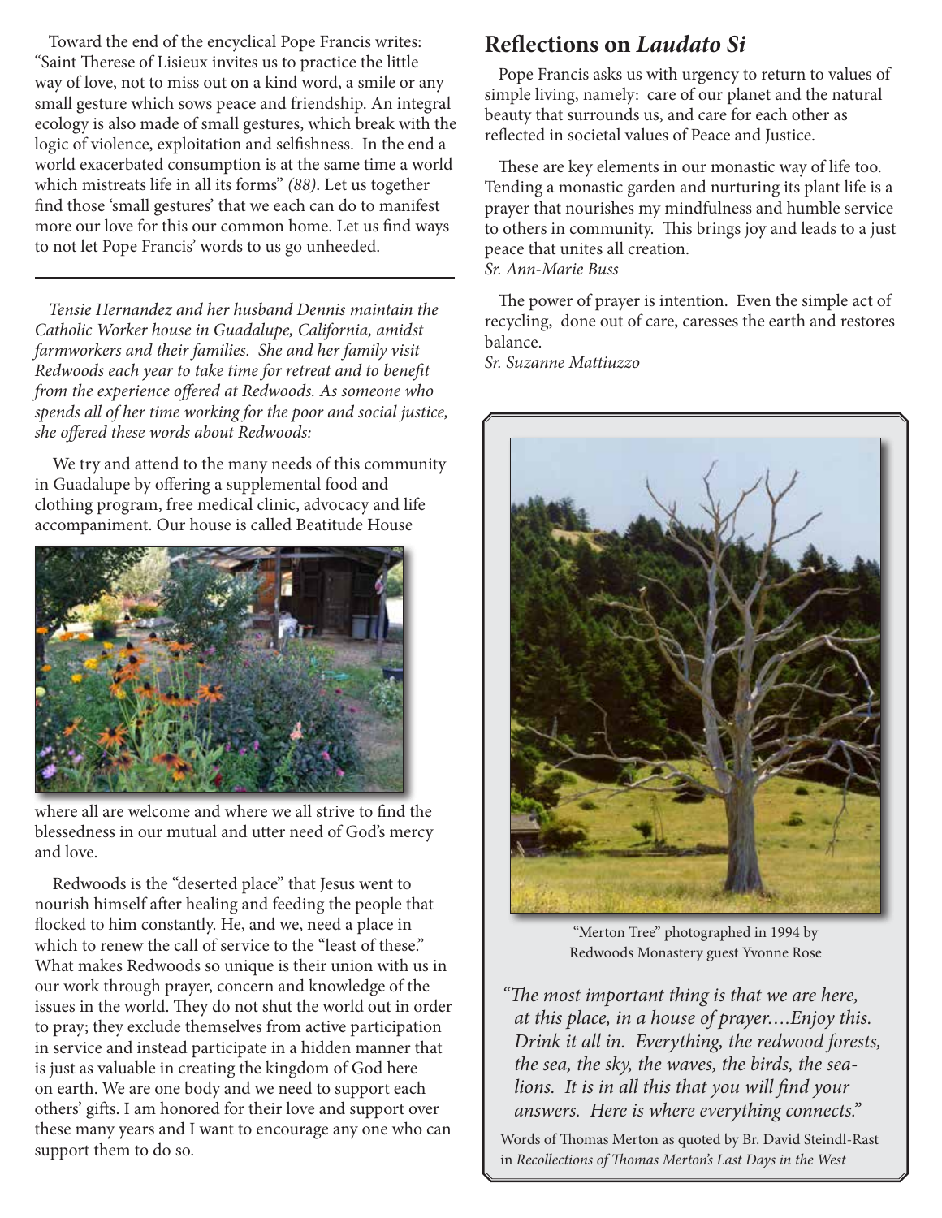Toward the end of the encyclical Pope Francis writes: "Saint Therese of Lisieux invites us to practice the little way of love, not to miss out on a kind word, a smile or any small gesture which sows peace and friendship. An integral ecology is also made of small gestures, which break with the logic of violence, exploitation and selfishness. In the end a world exacerbated consumption is at the same time a world which mistreats life in all its forms" *(88)*. Let us together find those 'small gestures' that we each can do to manifest more our love for this our common home. Let us find ways to not let Pope Francis' words to us go unheeded.

---

*Tensie Hernandez and her husband Dennis maintain the Catholic Worker house in Guadalupe, California, amidst farmworkers and their families. She and her family visit Redwoods each year to take time for retreat and to benefit from the experience offered at Redwoods. As someone who spends all of her time working for the poor and social justice, she offered these words about Redwoods:*

We try and attend to the many needs of this community in Guadalupe by offering a supplemental food and clothing program, free medical clinic, advocacy and life accompaniment. Our house is called Beatitude House where all are welcome and where we all strive to find the blessedness in our mutual and utter need of God's mercy and love.

Redwoods is the "deserted place" that Jesus went to nourish himself after healing and feeding the people that flocked to him constantly. He, and we, need a place in which to renew the call of service to the "least of these." What makes Redwoods so unique is their union with us in our work through prayer, concern and knowledge of the issues in the world. They do not shut the world out in order to pray; they exclude themselves from active participation in service and instead participate in a hidden manner that is just as valuable in creating the kingdom of God here on earth. We are one body and we need to support each others' gifts. I am honored for their love and support over these many years and I want to encourage any one who can support them to do so.

## Reflections on *Laudato Si*

Pope Francis asks us with urgency to return to values of simple living, namely: care of our planet and the natural beauty that surrounds us, and care for each other as reflected in societal values of Peace and Justice.

These are key elements in our monastic way of life too. Tending a monastic garden and nurturing its plant life is a prayer that nourishes my mindfulness and humble service to others in community. This brings joy and leads to a just peace that unites all creation.
*Sr. Ann-Marie Buss*

The power of prayer is intention. Even the simple act of recycling, done out of care, caresses the earth and restores balance.
*Sr. Suzanne Mattiuzzo*

"Merton Tree" photographed in 1994 by Redwoods Monastery guest Yvonne Rose

*"The most important thing is that we are here, at this place, in a house of prayer….Enjoy this. Drink it all in. Everything, the redwood forests, the sea, the sky, the waves, the birds, the sea-lions. It is in all this that you will find your answers. Here is where everything connects."*

Words of Thomas Merton as quoted by Br. David Steindl-Rast in *Recollections of Thomas Merton's Last Days in the West*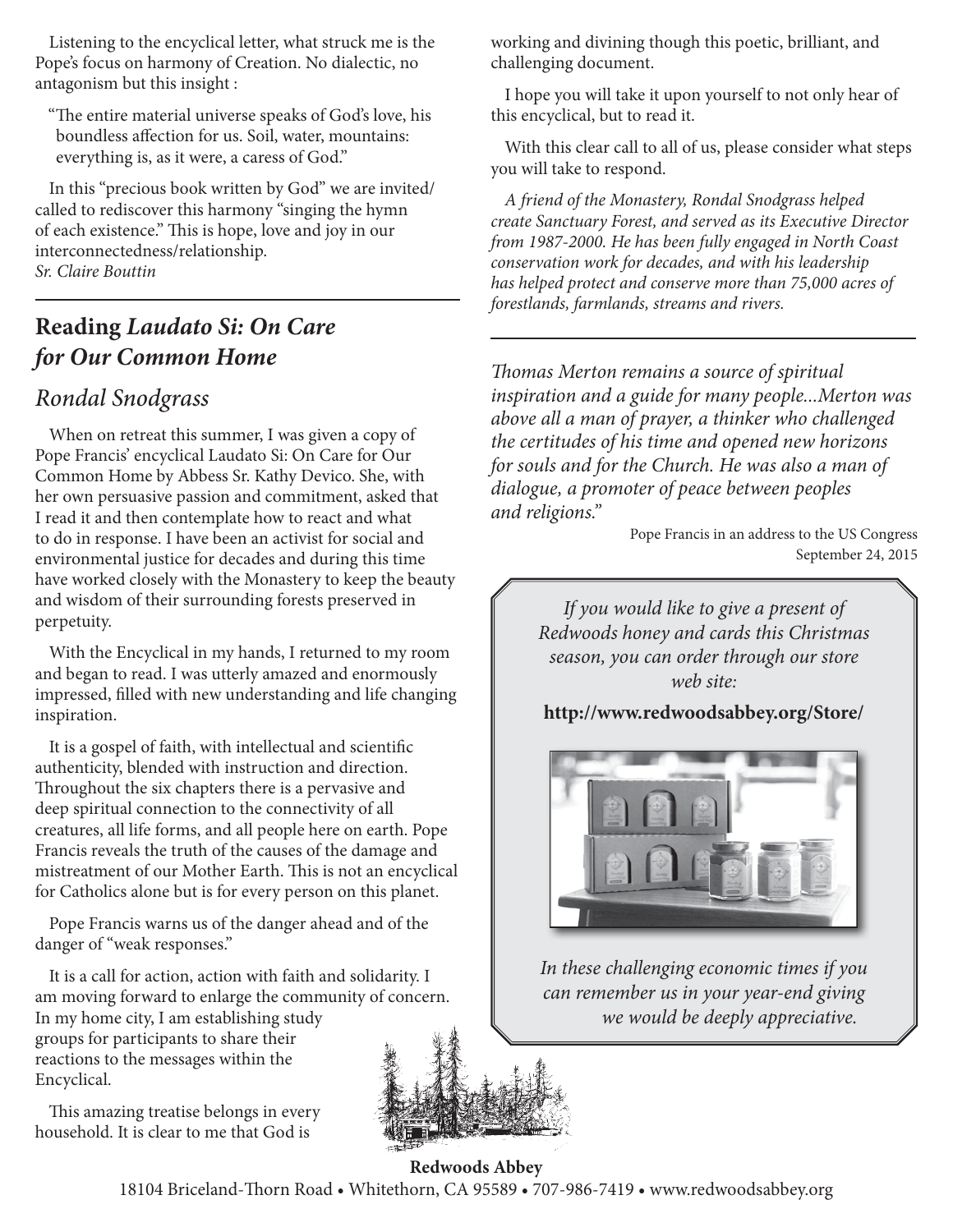Listening to the encyclical letter, what struck me is the Pope's focus on harmony of Creation. No dialectic, no antagonism but this insight :

> "The entire material universe speaks of God's love, his boundless affection for us. Soil, water, mountains: everything is, as it were, a caress of God."

In this "precious book written by God" we are invited/called to rediscover this harmony "singing the hymn of each existence." This is hope, love and joy in our interconnectedness/relationship.
*Sr. Claire Bouttin*

---

## Reading *Laudato Si: On Care for Our Common Home*

### *Rondal Snodgrass*

When on retreat this summer, I was given a copy of Pope Francis' encyclical Laudato Si: On Care for Our Common Home by Abbess Sr. Kathy Devico. She, with her own persuasive passion and commitment, asked that I read it and then contemplate how to react and what to do in response. I have been an activist for social and environmental justice for decades and during this time have worked closely with the Monastery to keep the beauty and wisdom of their surrounding forests preserved in perpetuity.

With the Encyclical in my hands, I returned to my room and began to read. I was utterly amazed and enormously impressed, filled with new understanding and life changing inspiration.

It is a gospel of faith, with intellectual and scientific authenticity, blended with instruction and direction. Throughout the six chapters there is a pervasive and deep spiritual connection to the connectivity of all creatures, all life forms, and all people here on earth. Pope Francis reveals the truth of the causes of the damage and mistreatment of our Mother Earth. This is not an encyclical for Catholics alone but is for every person on this planet.

Pope Francis warns us of the danger ahead and of the danger of "weak responses."

It is a call for action, action with faith and solidarity. I am moving forward to enlarge the community of concern. In my home city, I am establishing study groups for participants to share their reactions to the messages within the Encyclical.

This amazing treatise belongs in every household. It is clear to me that God is working and divining though this poetic, brilliant, and challenging document.

I hope you will take it upon yourself to not only hear of this encyclical, but to read it.

With this clear call to all of us, please consider what steps you will take to respond.

*A friend of the Monastery, Rondal Snodgrass helped create Sanctuary Forest, and served as its Executive Director from 1987-2000. He has been fully engaged in North Coast conservation work for decades, and with his leadership has helped protect and conserve more than 75,000 acres of forestlands, farmlands, streams and rivers.*

---

*Thomas Merton remains a source of spiritual inspiration and a guide for many people...Merton was above all a man of prayer, a thinker who challenged the certitudes of his time and opened new horizons for souls and for the Church. He was also a man of dialogue, a promoter of peace between peoples and religions."*

Pope Francis in an address to the US Congress
September 24, 2015

*If you would like to give a present of Redwoods honey and cards this Christmas season, you can order through our store web site:*

**http://www.redwoodsabbey.org/Store/**

*In these challenging economic times if you can remember us in your year-end giving we would be deeply appreciative.*

**Redwoods Abbey**
18104 Briceland-Thorn Road • Whitethorn, CA 95589 • 707-986-7419 • www.redwoodsabbey.org